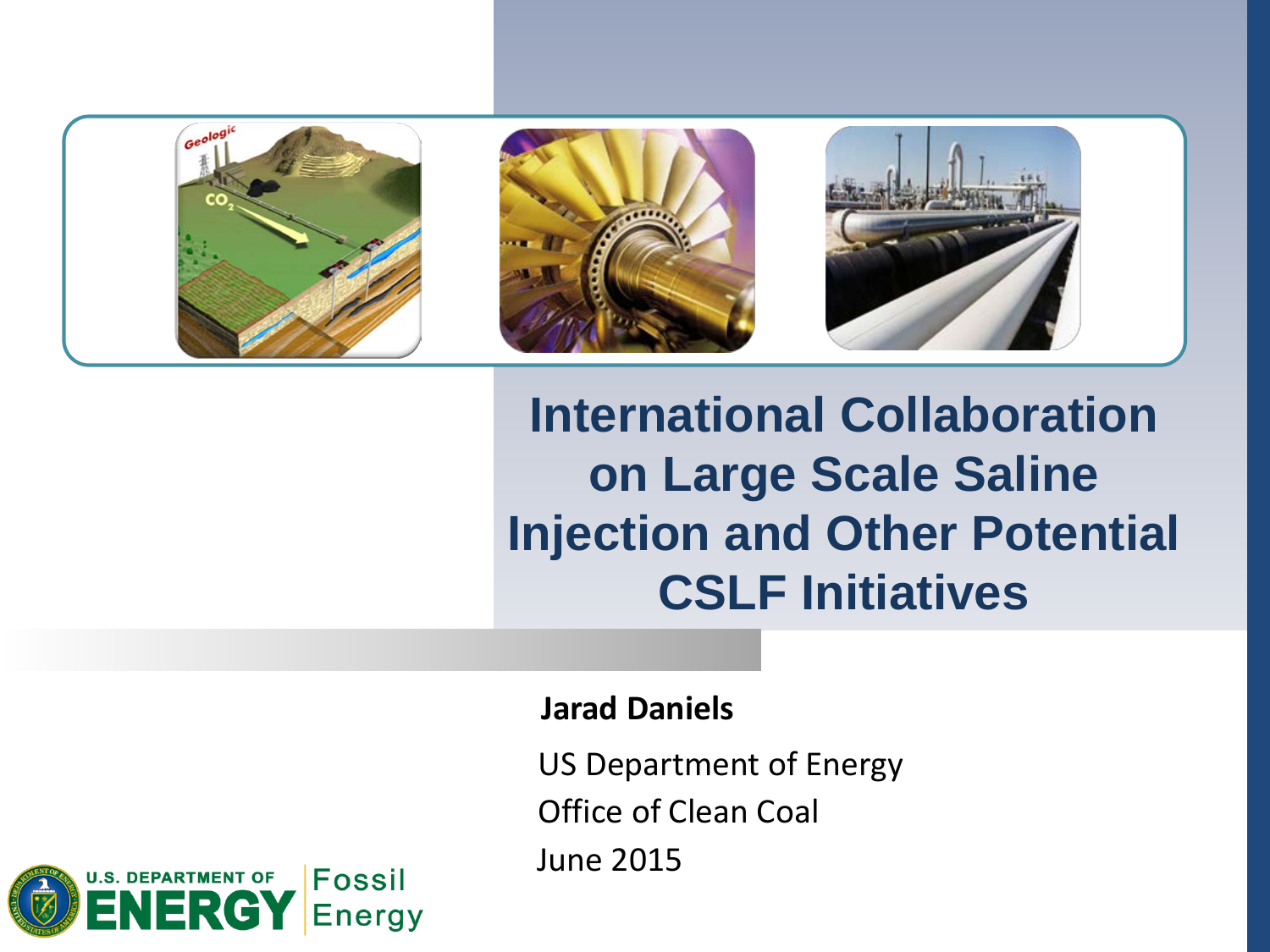# International Collaboration on Large Scale Saline Injection and Other Potential CSLF Initiatives

**Jarad Daniels**

US Department of Energy

Office of Clean Coal

June 2015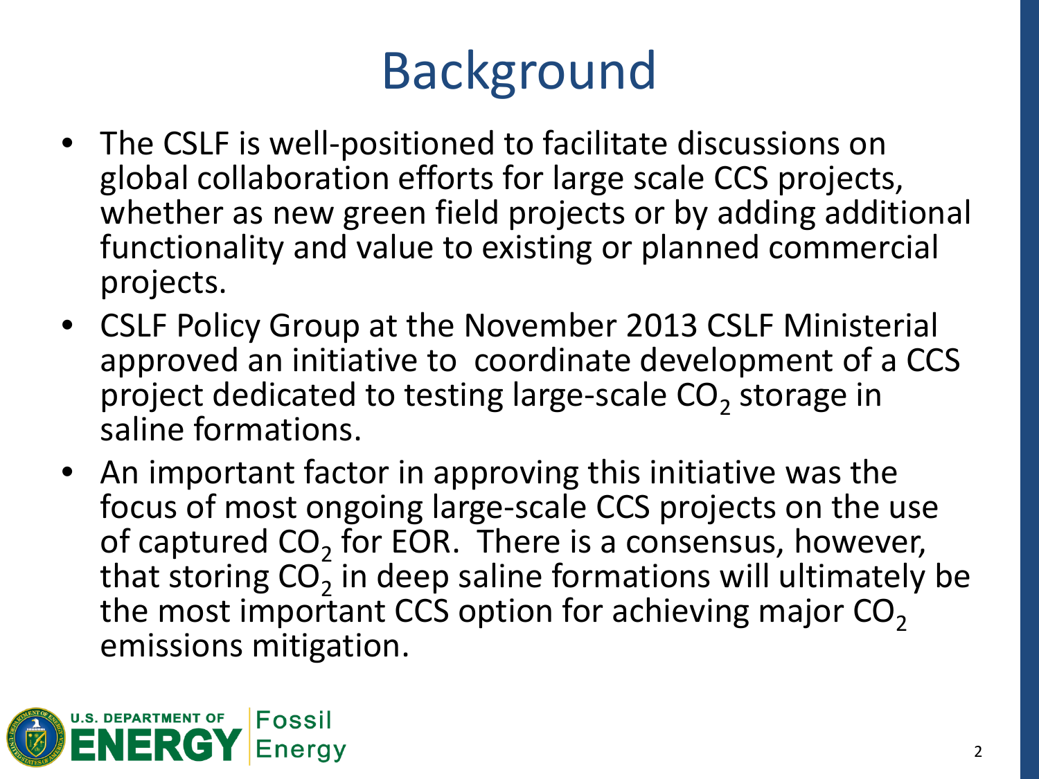# Background

- The CSLF is well-positioned to facilitate discussions on global collaboration efforts for large scale CCS projects, whether as new green field projects or by adding additional functionality and value to existing or planned commercial projects.
- CSLF Policy Group at the November 2013 CSLF Ministerial approved an initiative to coordinate development of a CCS project dedicated to testing large-scale $CO_2$ storage in saline formations.
- An important factor in approving this initiative was the focus of most ongoing large-scale CCS projects on the use of captured $CO_2$ for EOR. There is a consensus, however, that storing $CO_2$ in deep saline formations will ultimately be the most important CCS option for achieving major $CO_2$ emissions mitigation.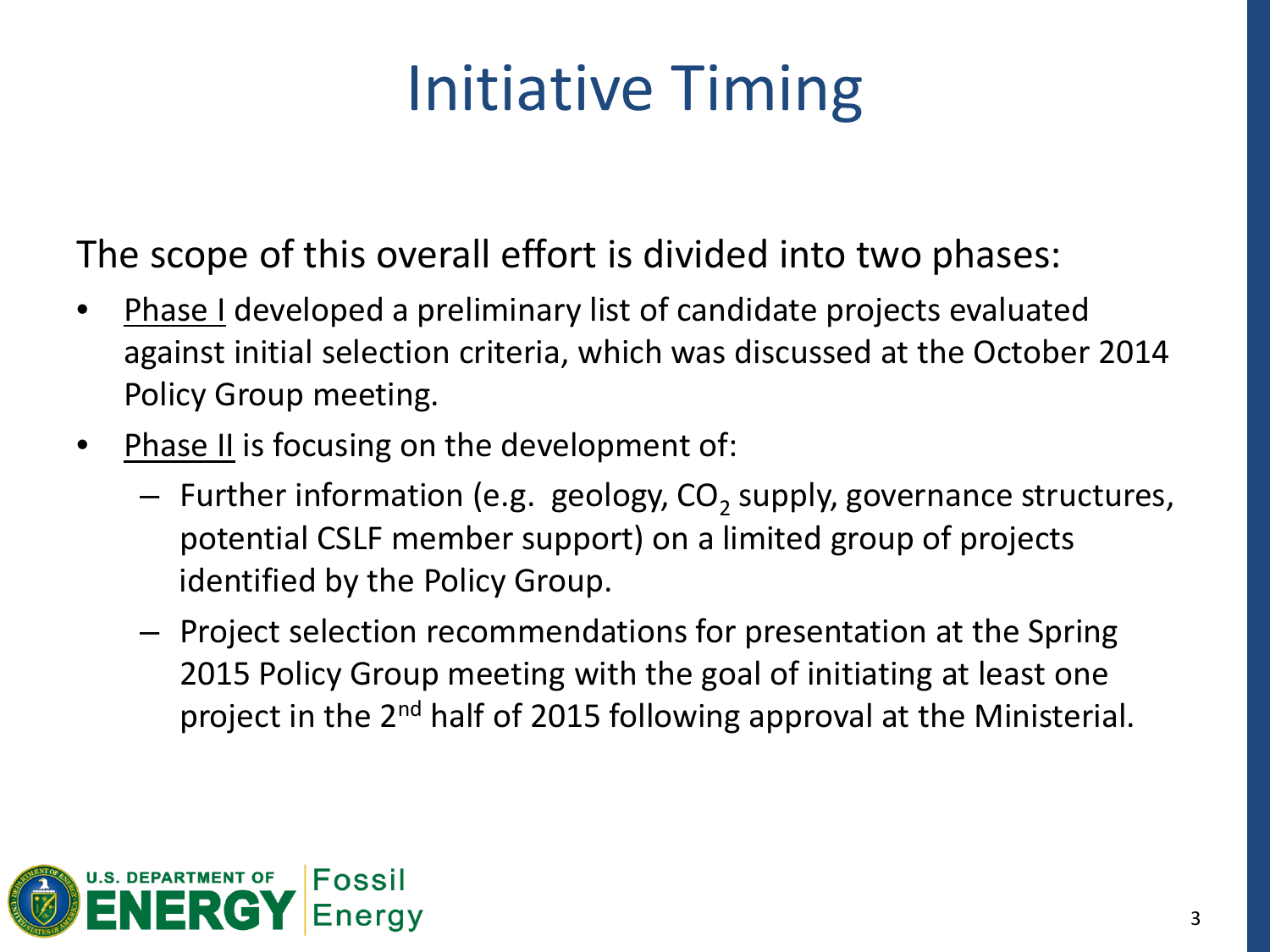# Initiative Timing

The scope of this overall effort is divided into two phases:

- Phase I developed a preliminary list of candidate projects evaluated against initial selection criteria, which was discussed at the October 2014 Policy Group meeting.
- Phase II is focusing on the development of:
  - Further information (e.g. geology, $CO_2$ supply, governance structures, potential CSLF member support) on a limited group of projects identified by the Policy Group.
  - Project selection recommendations for presentation at the Spring 2015 Policy Group meeting with the goal of initiating at least one project in the 2nd half of 2015 following approval at the Ministerial.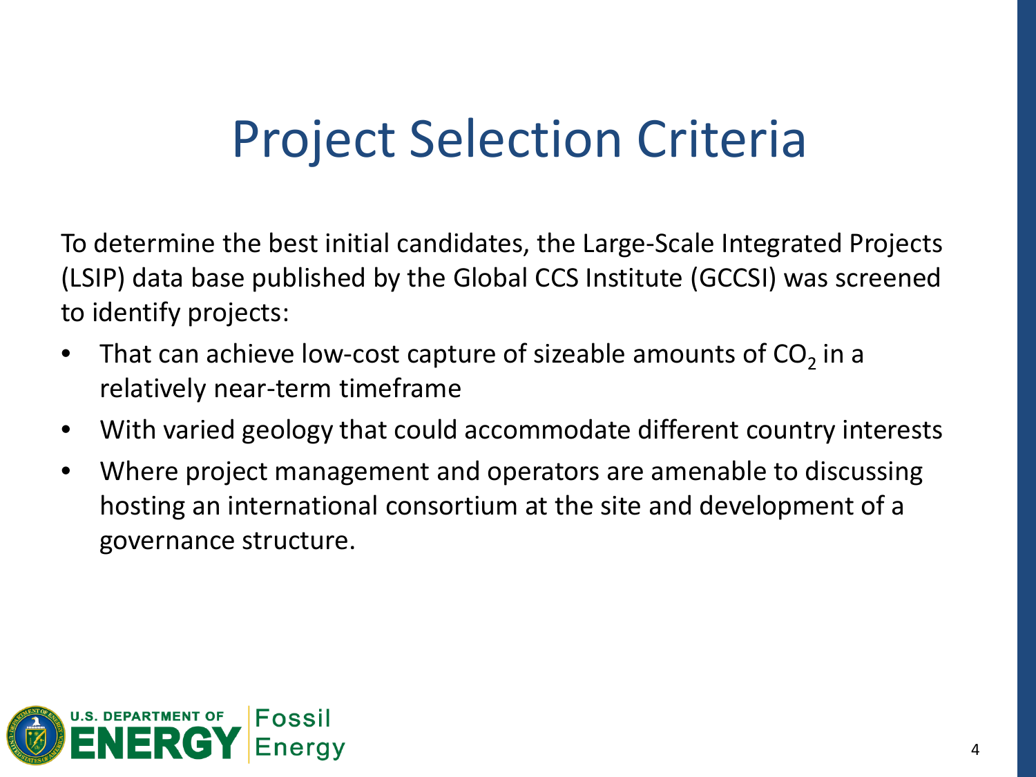# Project Selection Criteria

To determine the best initial candidates, the Large-Scale Integrated Projects (LSIP) data base published by the Global CCS Institute (GCCSI) was screened to identify projects:

- That can achieve low-cost capture of sizeable amounts of $CO_2$ in a relatively near-term timeframe
- With varied geology that could accommodate different country interests
- Where project management and operators are amenable to discussing hosting an international consortium at the site and development of a governance structure.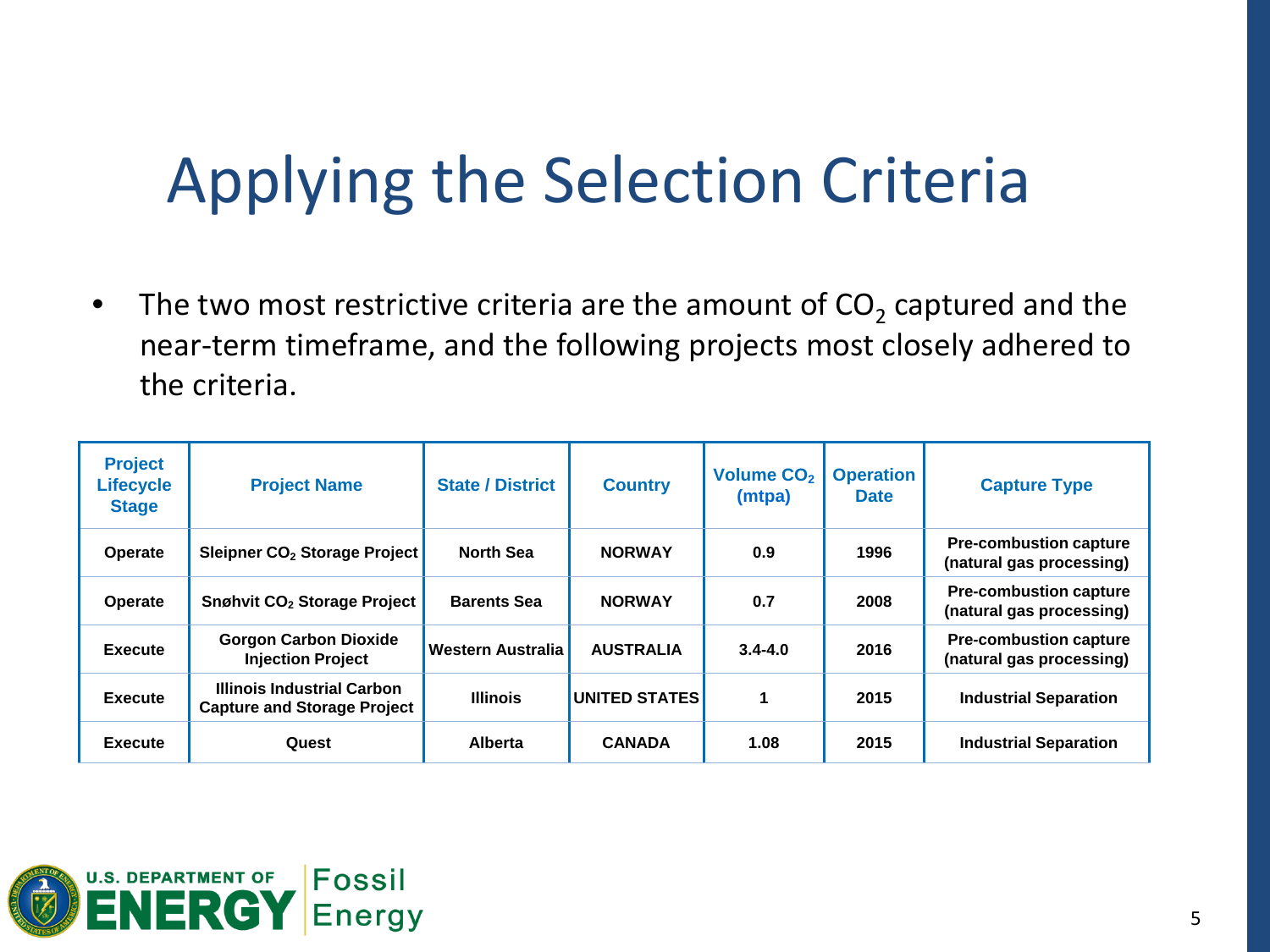# Applying the Selection Criteria

- The two most restrictive criteria are the amount of $CO_2$ captured and the near-term timeframe, and the following projects most closely adhered to the criteria.

| Project Lifecycle Stage | Project Name | State / District | Country | Volume $CO_2$ (mtpa) | Operation Date | Capture Type |
|---|---|---|---|---|---|---|
| Operate | Sleipner $CO_2$ Storage Project | North Sea | NORWAY | 0.9 | 1996 | Pre-combustion capture (natural gas processing) |
| Operate | Snøhvit $CO_2$ Storage Project | Barents Sea | NORWAY | 0.7 | 2008 | Pre-combustion capture (natural gas processing) |
| Execute | Gorgon Carbon Dioxide Injection Project | Western Australia | AUSTRALIA | 3.4-4.0 | 2016 | Pre-combustion capture (natural gas processing) |
| Execute | Illinois Industrial Carbon Capture and Storage Project | Illinois | UNITED STATES | 1 | 2015 | Industrial Separation |
| Execute | Quest | Alberta | CANADA | 1.08 | 2015 | Industrial Separation |

U.S. DEPARTMENT OF ENERGY | Fossil Energy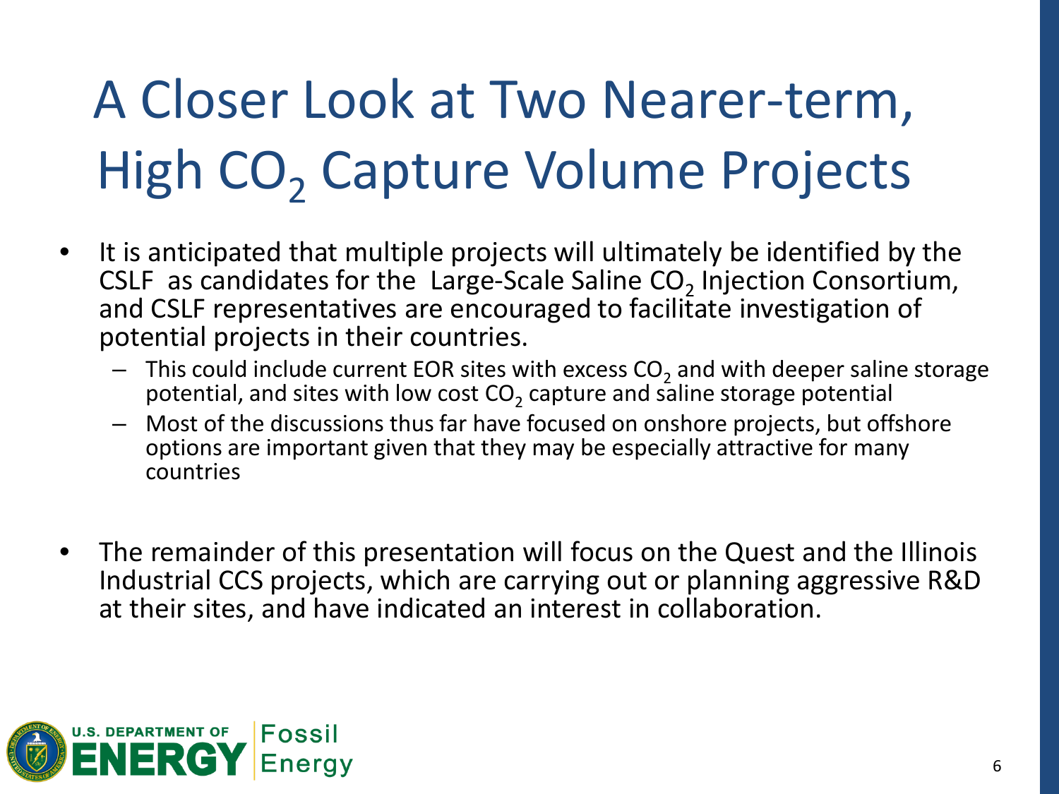# A Closer Look at Two Nearer-term, High $CO_2$ Capture Volume Projects

- It is anticipated that multiple projects will ultimately be identified by the CSLF as candidates for the Large-Scale Saline $CO_2$ Injection Consortium, and CSLF representatives are encouraged to facilitate investigation of potential projects in their countries.
  - This could include current EOR sites with excess $CO_2$ and with deeper saline storage potential, and sites with low cost $CO_2$ capture and saline storage potential
  - Most of the discussions thus far have focused on onshore projects, but offshore options are important given that they may be especially attractive for many countries

- The remainder of this presentation will focus on the Quest and the Illinois Industrial CCS projects, which are carrying out or planning aggressive R&D at their sites, and have indicated an interest in collaboration.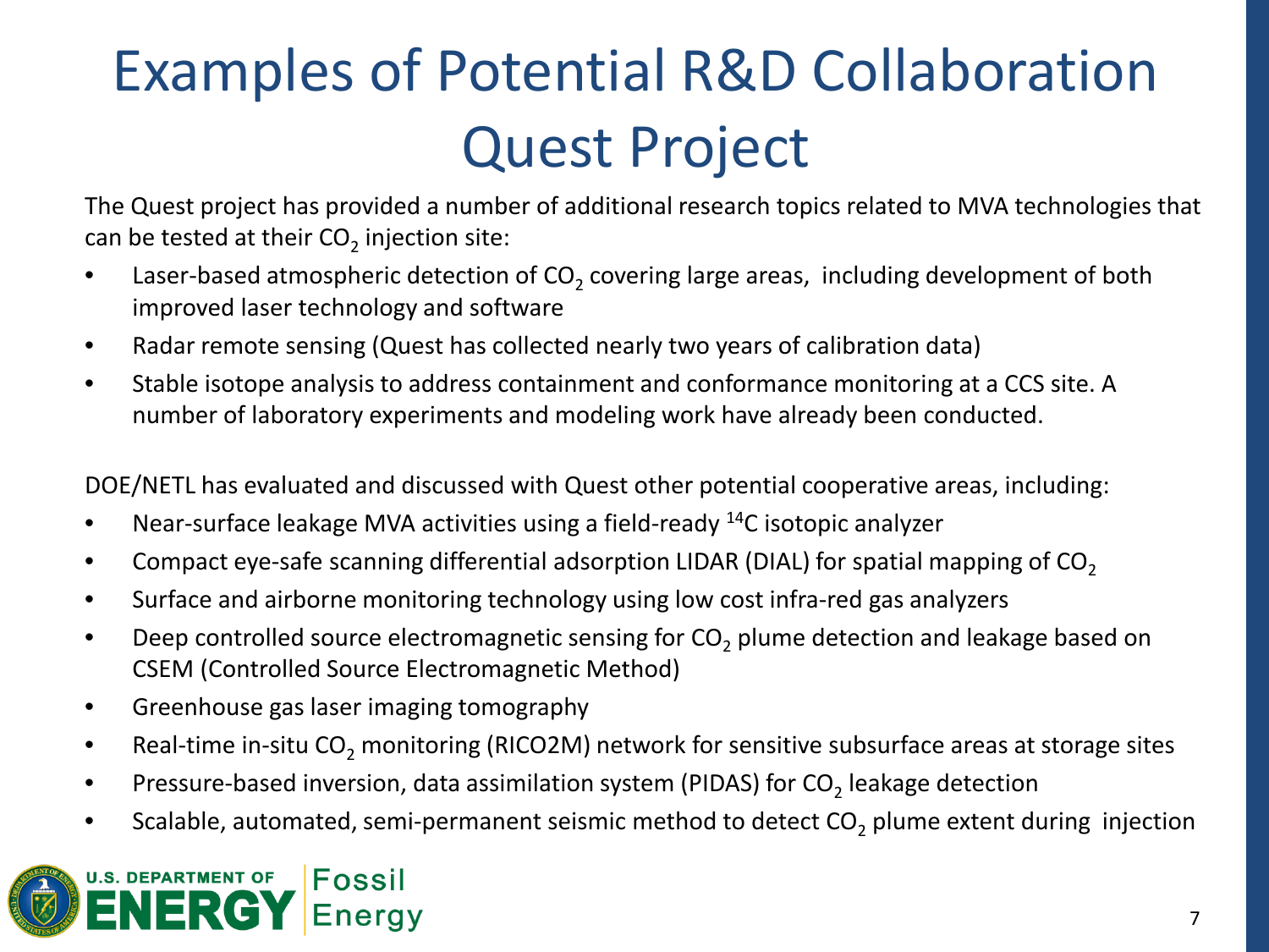# Examples of Potential R&D Collaboration Quest Project

The Quest project has provided a number of additional research topics related to MVA technologies that can be tested at their $CO_2$ injection site:

- Laser-based atmospheric detection of $CO_2$ covering large areas, including development of both improved laser technology and software
- Radar remote sensing (Quest has collected nearly two years of calibration data)
- Stable isotope analysis to address containment and conformance monitoring at a CCS site. A number of laboratory experiments and modeling work have already been conducted.

DOE/NETL has evaluated and discussed with Quest other potential cooperative areas, including:

- Near-surface leakage MVA activities using a field-ready $^{14}C$ isotopic analyzer
- Compact eye-safe scanning differential adsorption LIDAR (DIAL) for spatial mapping of $CO_2$
- Surface and airborne monitoring technology using low cost infra-red gas analyzers
- Deep controlled source electromagnetic sensing for $CO_2$ plume detection and leakage based on CSEM (Controlled Source Electromagnetic Method)
- Greenhouse gas laser imaging tomography
- Real-time in-situ $CO_2$ monitoring (RICO2M) network for sensitive subsurface areas at storage sites
- Pressure-based inversion, data assimilation system (PIDAS) for $CO_2$ leakage detection
- Scalable, automated, semi-permanent seismic method to detect $CO_2$ plume extent during injection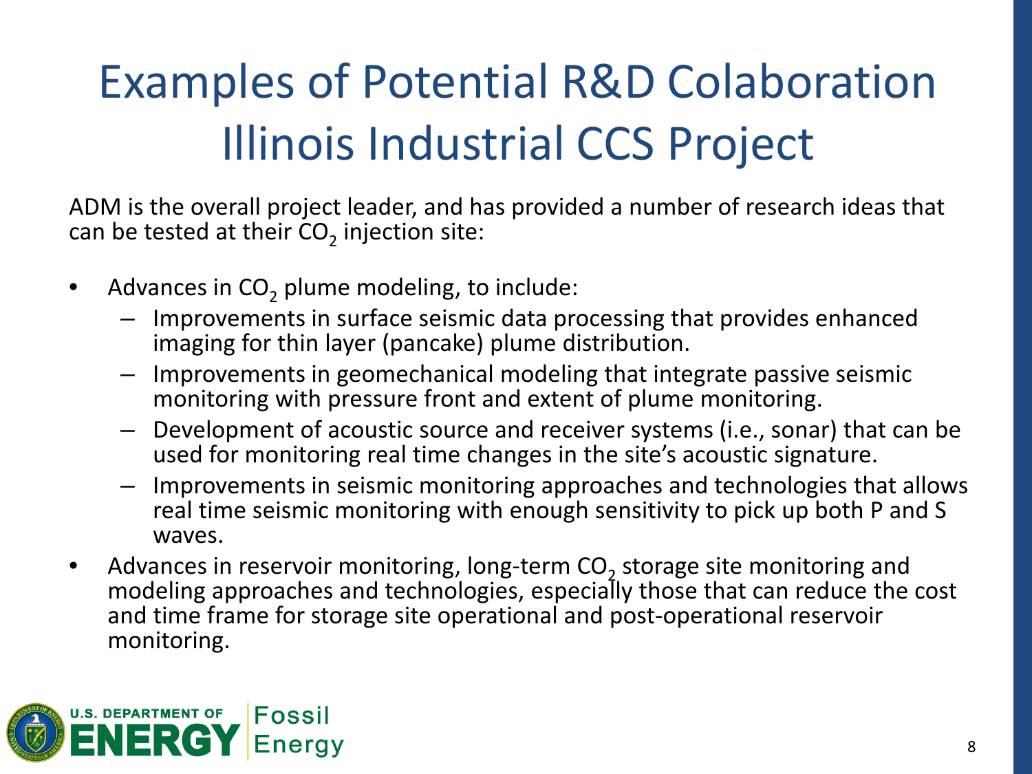# Examples of Potential R&D Colaboration Illinois Industrial CCS Project

ADM is the overall project leader, and has provided a number of research ideas that can be tested at their $CO_2$ injection site:

- Advances in $CO_2$ plume modeling, to include:
  - Improvements in surface seismic data processing that provides enhanced imaging for thin layer (pancake) plume distribution.
  - Improvements in geomechanical modeling that integrate passive seismic monitoring with pressure front and extent of plume monitoring.
  - Development of acoustic source and receiver systems (i.e., sonar) that can be used for monitoring real time changes in the site's acoustic signature.
  - Improvements in seismic monitoring approaches and technologies that allows real time seismic monitoring with enough sensitivity to pick up both P and S waves.
- Advances in reservoir monitoring, long-term $CO_2$ storage site monitoring and modeling approaches and technologies, especially those that can reduce the cost and time frame for storage site operational and post-operational reservoir monitoring.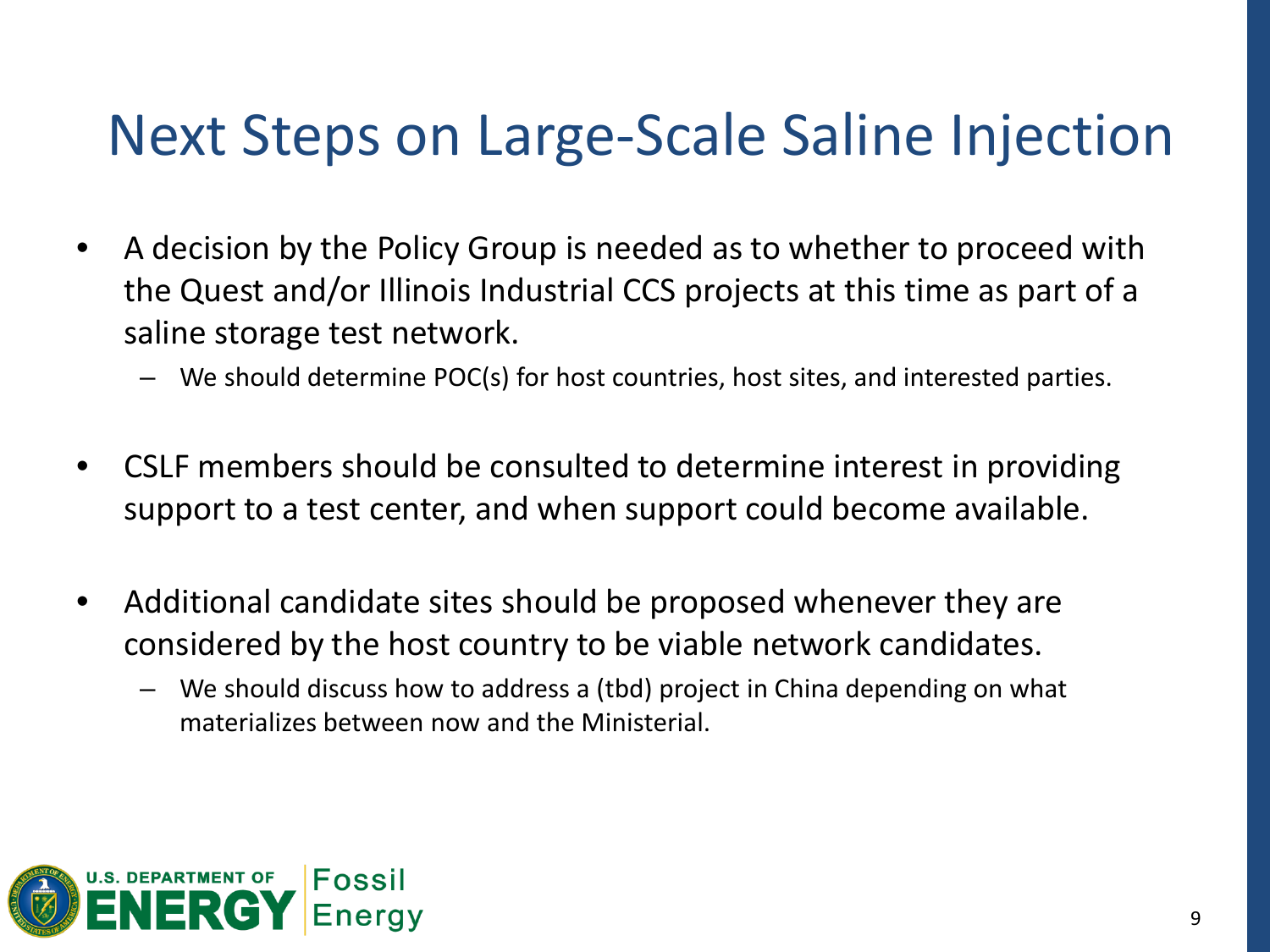# Next Steps on Large-Scale Saline Injection

- A decision by the Policy Group is needed as to whether to proceed with the Quest and/or Illinois Industrial CCS projects at this time as part of a saline storage test network.
  - We should determine POC(s) for host countries, host sites, and interested parties.

- CSLF members should be consulted to determine interest in providing support to a test center, and when support could become available.

- Additional candidate sites should be proposed whenever they are considered by the host country to be viable network candidates.
  - We should discuss how to address a (tbd) project in China depending on what materializes between now and the Ministerial.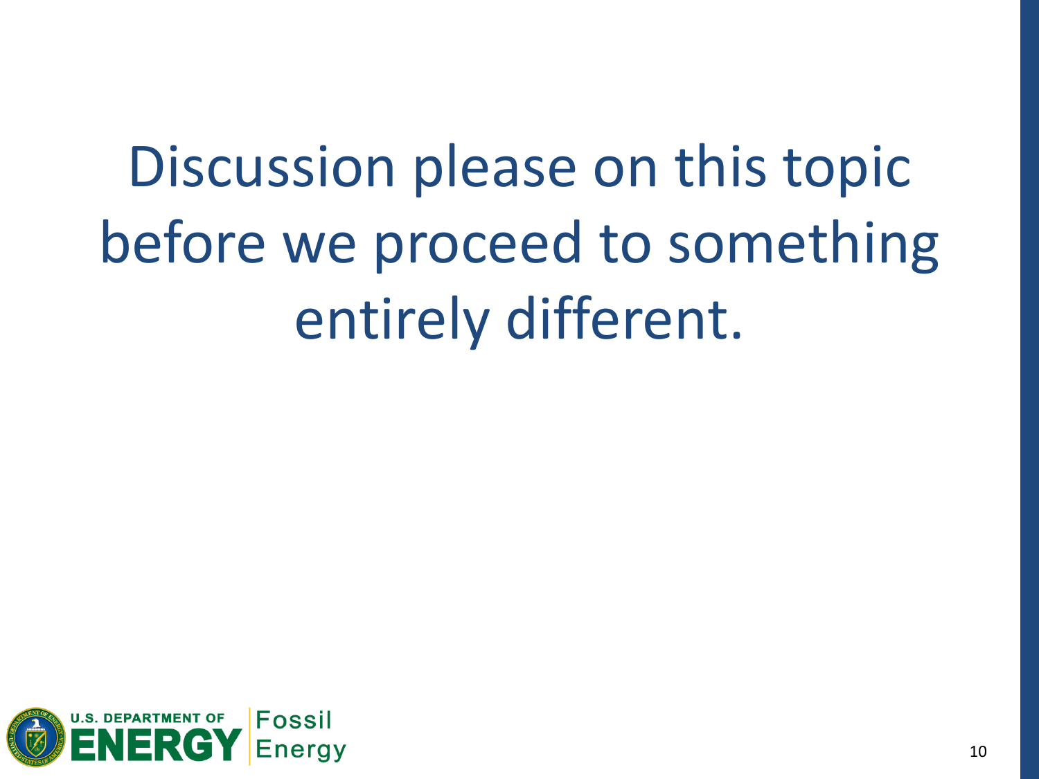Discussion please on this topic before we proceed to something entirely different.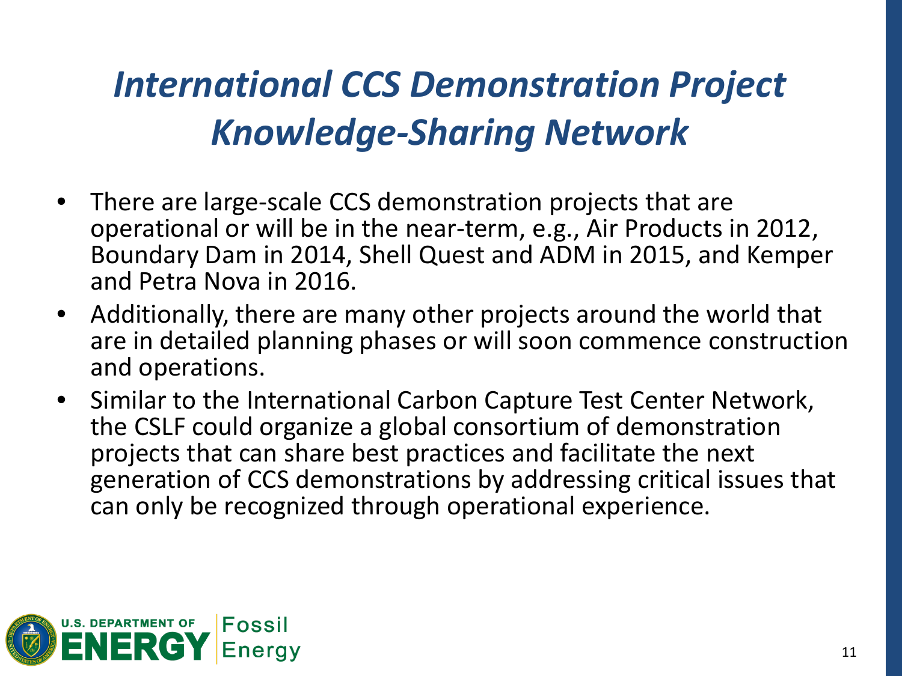# *International CCS Demonstration Project Knowledge-Sharing Network*

- There are large-scale CCS demonstration projects that are operational or will be in the near-term, e.g., Air Products in 2012, Boundary Dam in 2014, Shell Quest and ADM in 2015, and Kemper and Petra Nova in 2016.
- Additionally, there are many other projects around the world that are in detailed planning phases or will soon commence construction and operations.
- Similar to the International Carbon Capture Test Center Network, the CSLF could organize a global consortium of demonstration projects that can share best practices and facilitate the next generation of CCS demonstrations by addressing critical issues that can only be recognized through operational experience.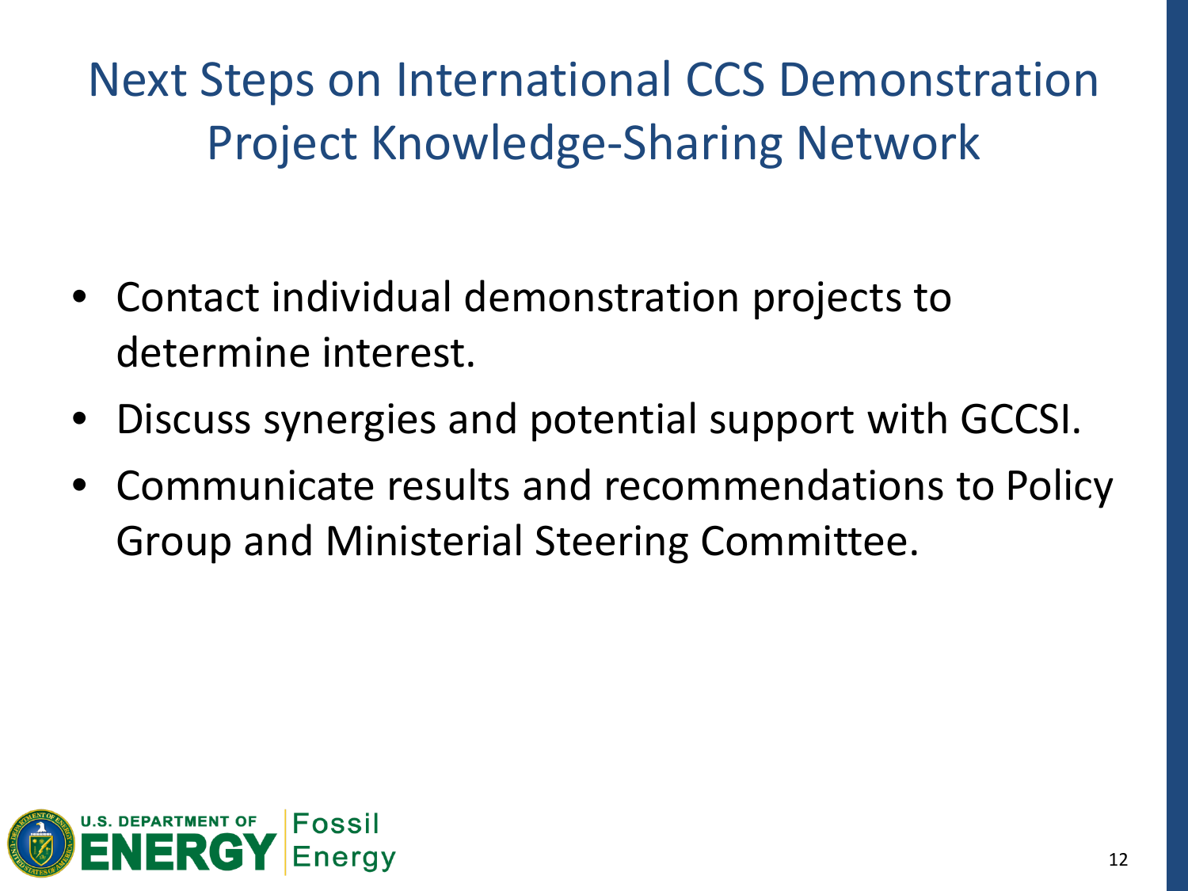# Next Steps on International CCS Demonstration Project Knowledge-Sharing Network

- Contact individual demonstration projects to determine interest.
- Discuss synergies and potential support with GCCSI.
- Communicate results and recommendations to Policy Group and Ministerial Steering Committee.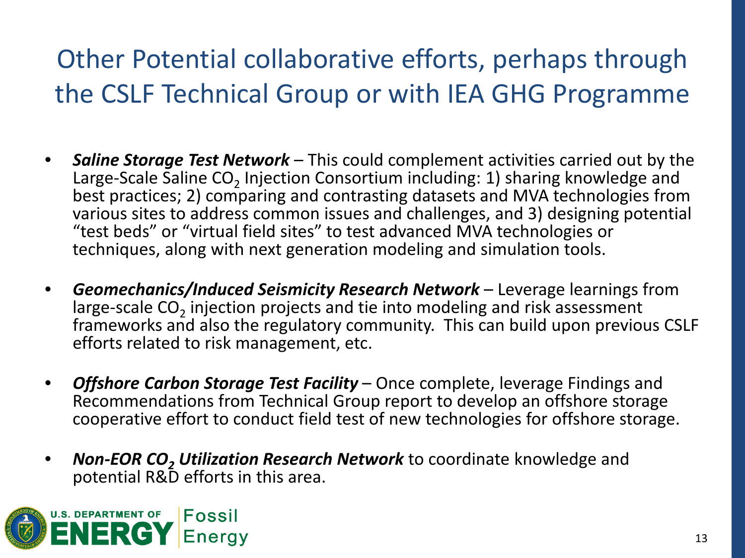# Other Potential collaborative efforts, perhaps through the CSLF Technical Group or with IEA GHG Programme

- ***Saline Storage Test Network*** – This could complement activities carried out by the Large-Scale Saline $CO_2$ Injection Consortium including: 1) sharing knowledge and best practices; 2) comparing and contrasting datasets and MVA technologies from various sites to address common issues and challenges, and 3) designing potential "test beds" or "virtual field sites" to test advanced MVA technologies or techniques, along with next generation modeling and simulation tools.

- ***Geomechanics/Induced Seismicity Research Network*** – Leverage learnings from large-scale $CO_2$ injection projects and tie into modeling and risk assessment frameworks and also the regulatory community. This can build upon previous CSLF efforts related to risk management, etc.

- ***Offshore Carbon Storage Test Facility*** – Once complete, leverage Findings and Recommendations from Technical Group report to develop an offshore storage cooperative effort to conduct field test of new technologies for offshore storage.

- ***Non-EOR $CO_2$ Utilization Research Network*** to coordinate knowledge and potential R&D efforts in this area.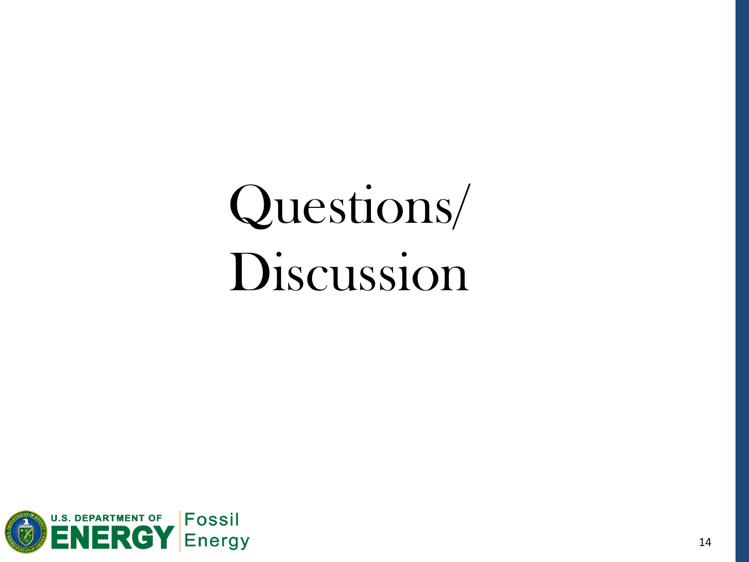# Questions/ Discussion

U.S. DEPARTMENT OF ENERGY | Fossil Energy